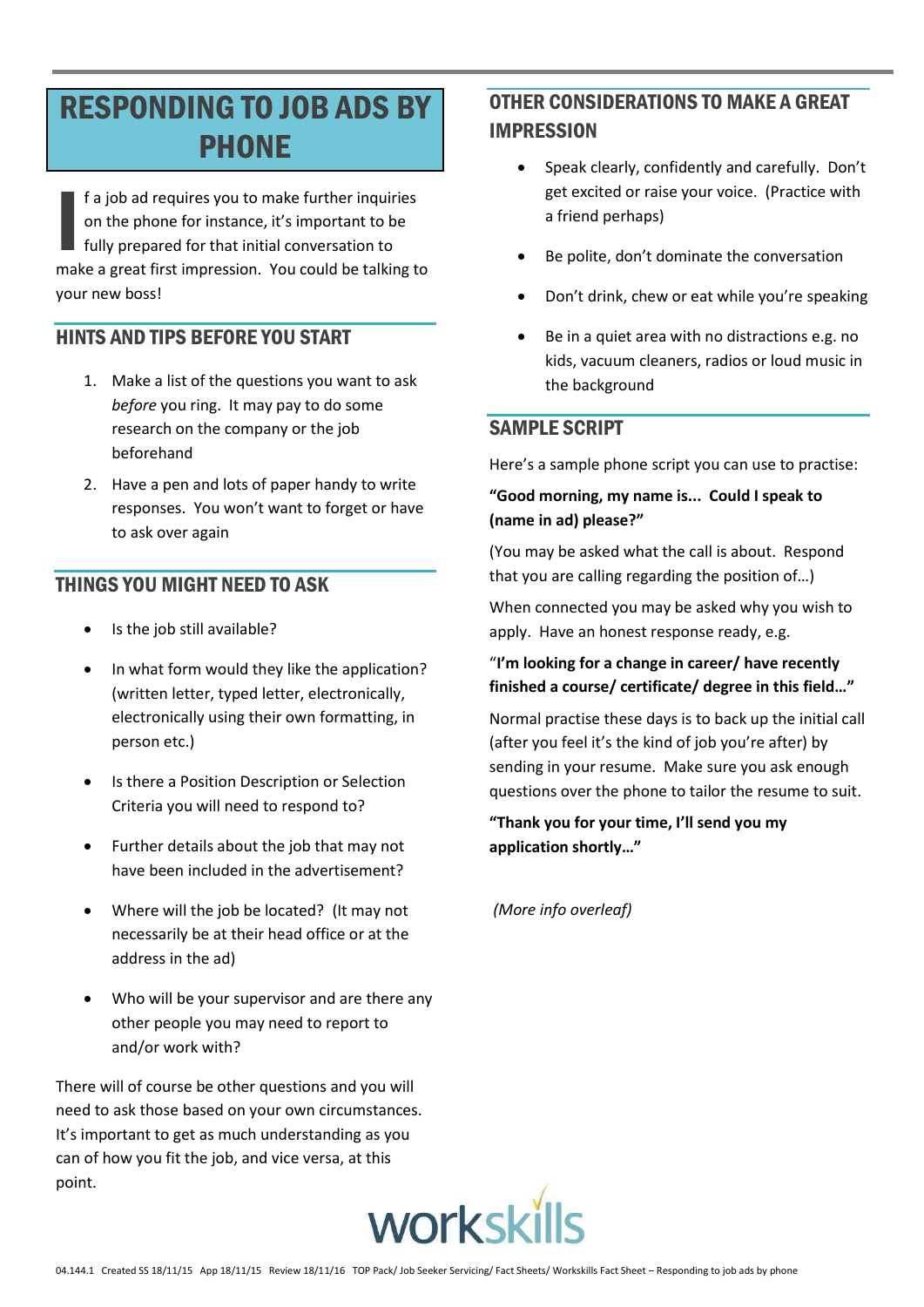# RESPONDING TO JOB ADS BY PHONE

If a job ad requires you to make further inquiries on the phone for instance, it's important to be fully prepared for that initial conversation to make a great first impression. You could be talking to your new boss!

## HINTS AND TIPS BEFORE YOU START

1. Make a list of the questions you want to ask *before* you ring. It may pay to do some research on the company or the job beforehand
2. Have a pen and lots of paper handy to write responses. You won't want to forget or have to ask over again

## THINGS YOU MIGHT NEED TO ASK

- Is the job still available?
- In what form would they like the application? (written letter, typed letter, electronically, electronically using their own formatting, in person etc.)
- Is there a Position Description or Selection Criteria you will need to respond to?
- Further details about the job that may not have been included in the advertisement?
- Where will the job be located? (It may not necessarily be at their head office or at the address in the ad)
- Who will be your supervisor and are there any other people you may need to report to and/or work with?

There will of course be other questions and you will need to ask those based on your own circumstances. It's important to get as much understanding as you can of how you fit the job, and vice versa, at this point.

## OTHER CONSIDERATIONS TO MAKE A GREAT IMPRESSION

- Speak clearly, confidently and carefully. Don't get excited or raise your voice. (Practice with a friend perhaps)
- Be polite, don't dominate the conversation
- Don't drink, chew or eat while you're speaking
- Be in a quiet area with no distractions e.g. no kids, vacuum cleaners, radios or loud music in the background

## SAMPLE SCRIPT

Here's a sample phone script you can use to practise:

**"Good morning, my name is... Could I speak to (name in ad) please?"**

(You may be asked what the call is about. Respond that you are calling regarding the position of…)

When connected you may be asked why you wish to apply. Have an honest response ready, e.g.

**"I'm looking for a change in career/ have recently finished a course/ certificate/ degree in this field…"**

Normal practise these days is to back up the initial call (after you feel it's the kind of job you're after) by sending in your resume. Make sure you ask enough questions over the phone to tailor the resume to suit.

**"Thank you for your time, I'll send you my application shortly…"**

*(More info overleaf)*

workskills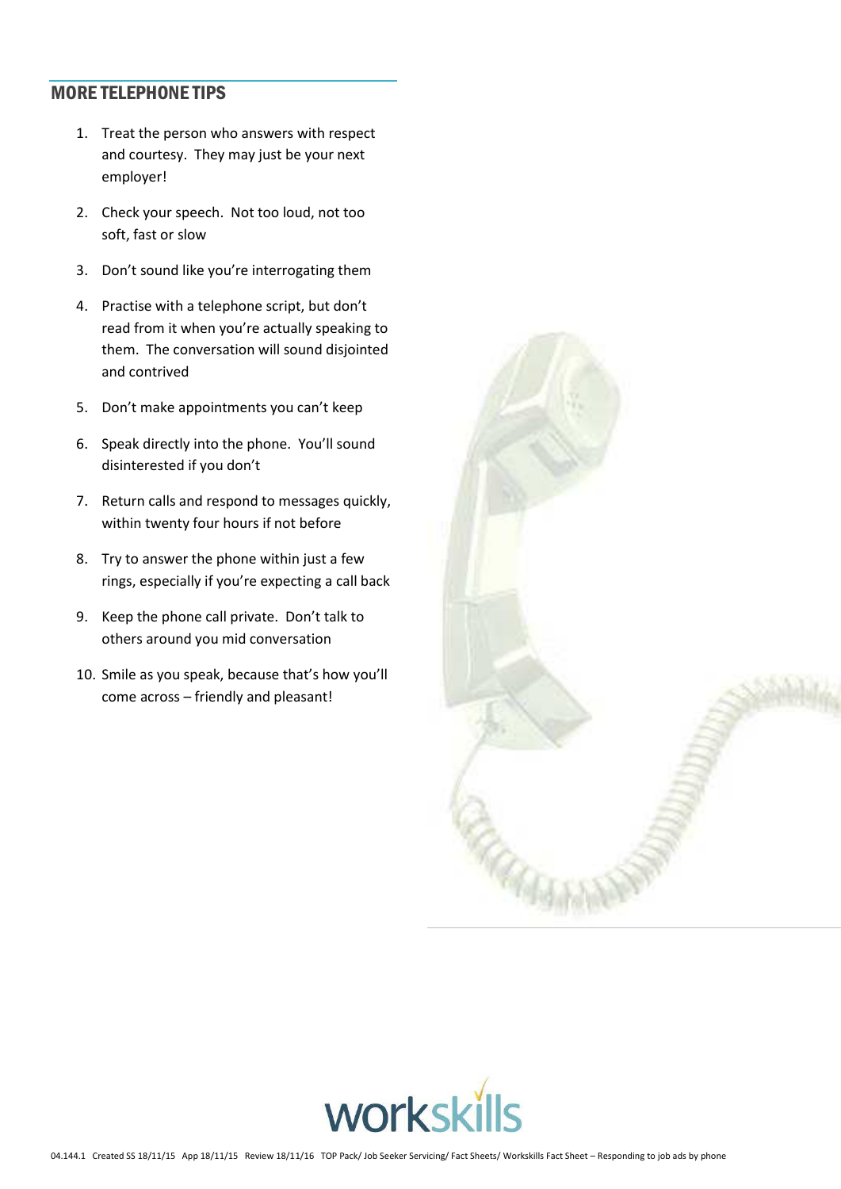## MORE TELEPHONE TIPS

1. Treat the person who answers with respect and courtesy. They may just be your next employer!
2. Check your speech. Not too loud, not too soft, fast or slow
3. Don't sound like you're interrogating them
4. Practise with a telephone script, but don't read from it when you're actually speaking to them. The conversation will sound disjointed and contrived
5. Don't make appointments you can't keep
6. Speak directly into the phone. You'll sound disinterested if you don't
7. Return calls and respond to messages quickly, within twenty four hours if not before
8. Try to answer the phone within just a few rings, especially if you're expecting a call back
9. Keep the phone call private. Don't talk to others around you mid conversation
10. Smile as you speak, because that's how you'll come across – friendly and pleasant!

workskills

04.144.1 Created SS 18/11/15 App 18/11/15 Review 18/11/16 TOP Pack/ Job Seeker Servicing/ Fact Sheets/ Workskills Fact Sheet – Responding to job ads by phone